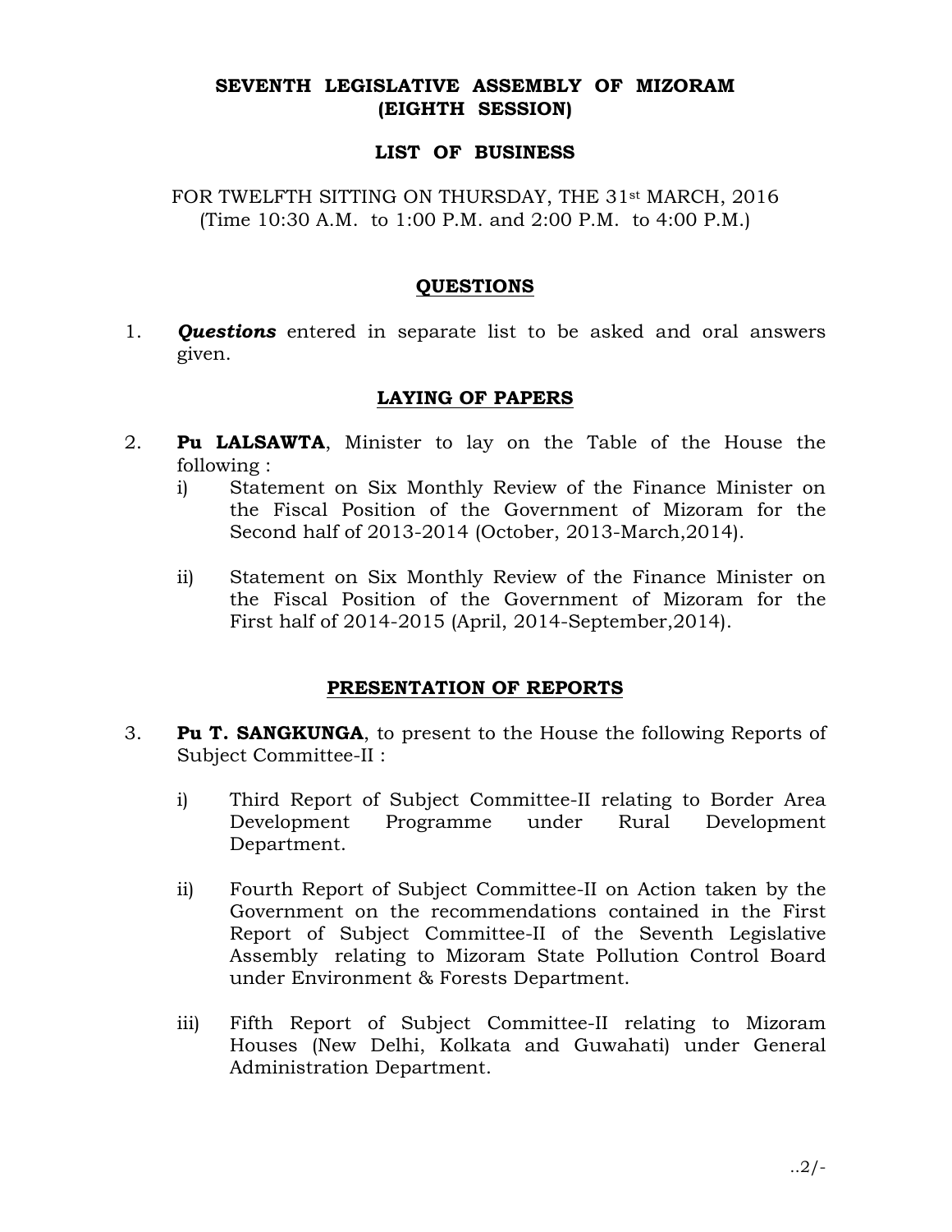# SEVENTH LEGISLATIVE ASSEMBLY OF MIZORAM
## (EIGHTH SESSION)

## LIST OF BUSINESS

FOR TWELFTH SITTING ON THURSDAY, THE 31st MARCH, 2016
(Time 10:30 A.M. to 1:00 P.M. and 2:00 P.M. to 4:00 P.M.)

### QUESTIONS

1. ***Questions*** entered in separate list to be asked and oral answers given.

### LAYING OF PAPERS

2. **Pu LALSAWTA**, Minister to lay on the Table of the House the following :
   i) Statement on Six Monthly Review of the Finance Minister on the Fiscal Position of the Government of Mizoram for the Second half of 2013-2014 (October, 2013-March,2014).

   ii) Statement on Six Monthly Review of the Finance Minister on the Fiscal Position of the Government of Mizoram for the First half of 2014-2015 (April, 2014-September,2014).

### PRESENTATION OF REPORTS

3. **Pu T. SANGKUNGA**, to present to the House the following Reports of Subject Committee-II :

   i) Third Report of Subject Committee-II relating to Border Area Development Programme under Rural Development Department.

   ii) Fourth Report of Subject Committee-II on Action taken by the Government on the recommendations contained in the First Report of Subject Committee-II of the Seventh Legislative Assembly relating to Mizoram State Pollution Control Board under Environment & Forests Department.

   iii) Fifth Report of Subject Committee-II relating to Mizoram Houses (New Delhi, Kolkata and Guwahati) under General Administration Department.

..2/-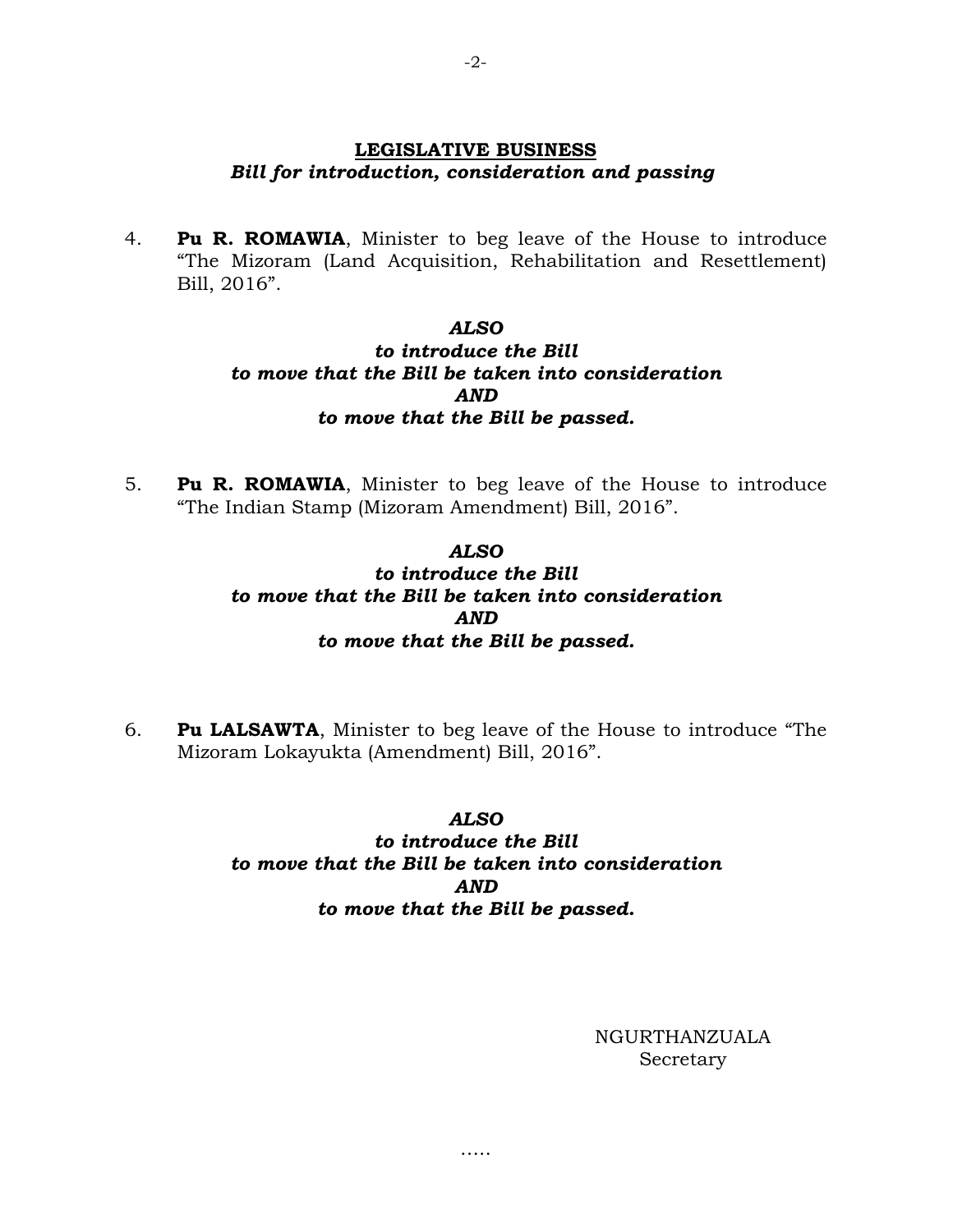## LEGISLATIVE BUSINESS

***Bill for introduction, consideration and passing***

4. **Pu R. ROMAWIA**, Minister to beg leave of the House to introduce "The Mizoram (Land Acquisition, Rehabilitation and Resettlement) Bill, 2016".

***ALSO***
***to introduce the Bill***
***to move that the Bill be taken into consideration***
***AND***
***to move that the Bill be passed.***

5. **Pu R. ROMAWIA**, Minister to beg leave of the House to introduce "The Indian Stamp (Mizoram Amendment) Bill, 2016".

***ALSO***
***to introduce the Bill***
***to move that the Bill be taken into consideration***
***AND***
***to move that the Bill be passed.***

6. **Pu LALSAWTA**, Minister to beg leave of the House to introduce "The Mizoram Lokayukta (Amendment) Bill, 2016".

***ALSO***
***to introduce the Bill***
***to move that the Bill be taken into consideration***
***AND***
***to move that the Bill be passed.***

NGURTHANZUALA
Secretary

.....